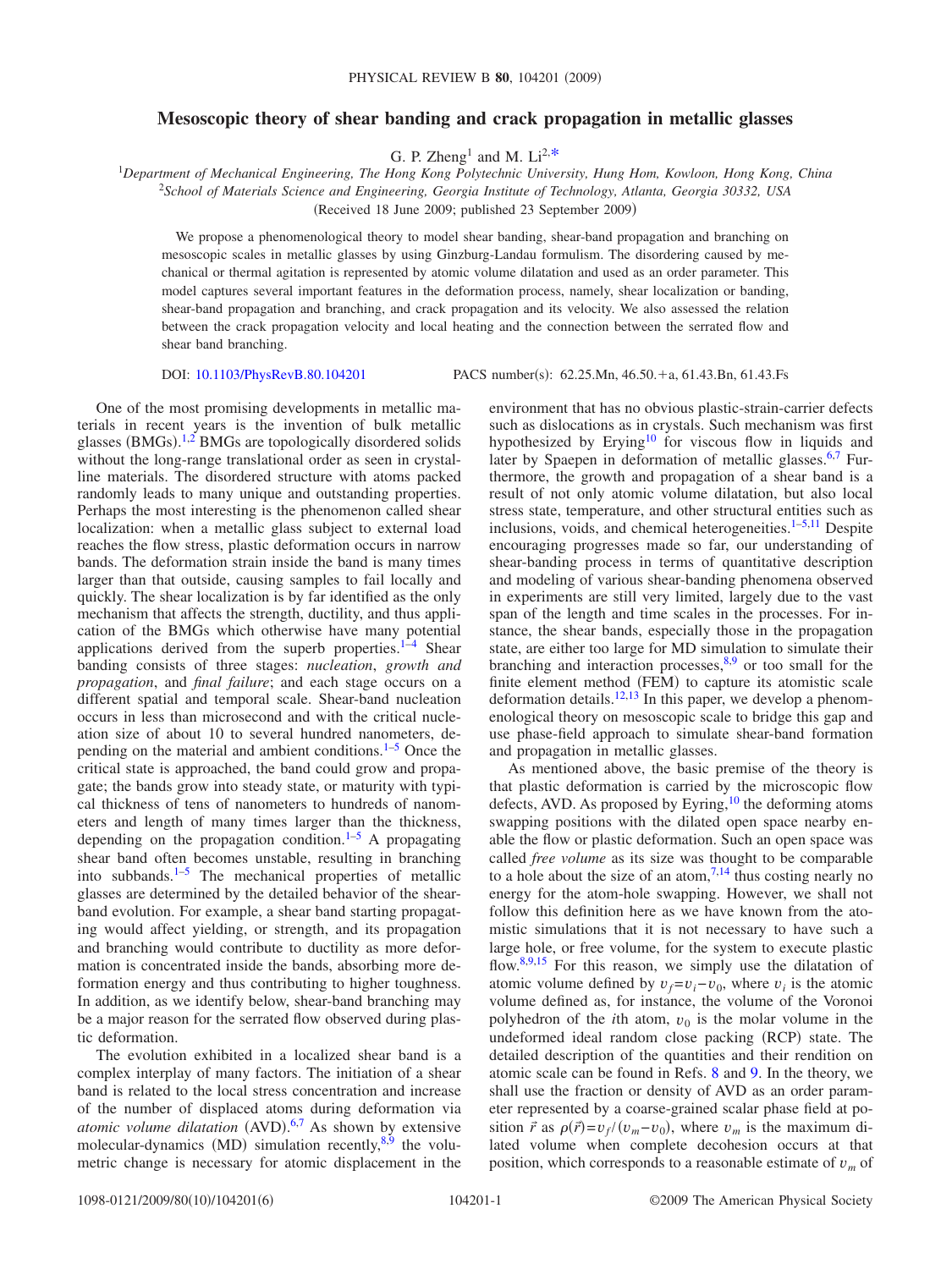# Mesoscopic theory of shear banding and crack propagation in metallic glasses

G. P. Zheng[1] and M. Li[2,*]

[1]Department of Mechanical Engineering, The Hong Kong Polytechnic University, Hung Hom, Kowloon, Hong Kong, China
[2]School of Materials Science and Engineering, Georgia Institute of Technology, Atlanta, Georgia 30332, USA

(Received 18 June 2009; published 23 September 2009)

We propose a phenomenological theory to model shear banding, shear-band propagation and branching on mesoscopic scales in metallic glasses by using Ginzburg-Landau formulism. The disordering caused by mechanical or thermal agitation is represented by atomic volume dilatation and used as an order parameter. This model captures several important features in the deformation process, namely, shear localization or banding, shear-band propagation and branching, and crack propagation and its velocity. We also assessed the relation between the crack propagation velocity and local heating and the connection between the serrated flow and shear band branching.

DOI: 10.1103/PhysRevB.80.104201 PACS number(s): 62.25.Mn, 46.50.+a, 61.43.Bn, 61.43.Fs

One of the most promising developments in metallic materials in recent years is the invention of bulk metallic glasses (BMGs).[1,2] BMGs are topologically disordered solids without the long-range translational order as seen in crystalline materials. The disordered structure with atoms packed randomly leads to many unique and outstanding properties. Perhaps the most interesting is the phenomenon called shear localization: when a metallic glass subject to external load reaches the flow stress, plastic deformation occurs in narrow bands. The deformation strain inside the band is many times larger than that outside, causing samples to fail locally and quickly. The shear localization is by far identified as the only mechanism that affects the strength, ductility, and thus application of the BMGs which otherwise have many potential applications derived from the superb properties.[1–4] Shear banding consists of three stages: *nucleation*, *growth and propagation*, and *final failure*; and each stage occurs on a different spatial and temporal scale. Shear-band nucleation occurs in less than microsecond and with the critical nucleation size of about 10 to several hundred nanometers, depending on the material and ambient conditions.[1–5] Once the critical state is approached, the band could grow and propagate; the bands grow into steady state, or maturity with typical thickness of tens of nanometers to hundreds of nanometers and length of many times larger than the thickness, depending on the propagation condition.[1–5] A propagating shear band often becomes unstable, resulting in branching into subbands.[1–5] The mechanical properties of metallic glasses are determined by the detailed behavior of the shear-band evolution. For example, a shear band starting propagating would affect yielding, or strength, and its propagation and branching would contribute to ductility as more deformation is concentrated inside the bands, absorbing more deformation energy and thus contributing to higher toughness. In addition, as we identify below, shear-band branching may be a major reason for the serrated flow observed during plastic deformation.

The evolution exhibited in a localized shear band is a complex interplay of many factors. The initiation of a shear band is related to the local stress concentration and increase of the number of displaced atoms during deformation via *atomic volume dilatation* (AVD).[6,7] As shown by extensive molecular-dynamics (MD) simulation recently,[8,9] the volumetric change is necessary for atomic displacement in the environment that has no obvious plastic-strain-carrier defects such as dislocations as in crystals. Such mechanism was first hypothesized by Erying[10] for viscous flow in liquids and later by Spaepen in deformation of metallic glasses.[6,7] Furthermore, the growth and propagation of a shear band is a result of not only atomic volume dilatation, but also local stress state, temperature, and other structural entities such as inclusions, voids, and chemical heterogeneities.[1–5,11] Despite encouraging progresses made so far, our understanding of shear-banding process in terms of quantitative description and modeling of various shear-banding phenomena observed in experiments are still very limited, largely due to the vast span of the length and time scales in the processes. For instance, the shear bands, especially those in the propagation state, are either too large for MD simulation to simulate their branching and interaction processes,[8,9] or too small for the finite element method (FEM) to capture its atomistic scale deformation details.[12,13] In this paper, we develop a phenomenological theory on mesoscopic scale to bridge this gap and use phase-field approach to simulate shear-band formation and propagation in metallic glasses.

As mentioned above, the basic premise of the theory is that plastic deformation is carried by the microscopic flow defects, AVD. As proposed by Eyring,[10] the deforming atoms swapping positions with the dilated open space nearby enable the flow or plastic deformation. Such an open space was called *free volume* as its size was thought to be comparable to a hole about the size of an atom,[7,14] thus costing nearly no energy for the atom-hole swapping. However, we shall not follow this definition here as we have known from the atomistic simulations that it is not necessary to have such a large hole, or free volume, for the system to execute plastic flow.[8,9,15] For this reason, we simply use the dilatation of atomic volume defined by $v_f = v_i - v_0$, where $v_i$ is the atomic volume defined as, for instance, the volume of the Voronoi polyhedron of the $i$th atom, $v_0$ is the molar volume in the undeformed ideal random close packing (RCP) state. The detailed description of the quantities and their rendition on atomic scale can be found in Refs. 8 and 9. In the theory, we shall use the fraction or density of AVD as an order parameter represented by a coarse-grained scalar phase field at position $\vec{r}$ as $\rho(\vec{r}) = v_f/(v_m - v_0)$, where $v_m$ is the maximum dilated volume when complete decohesion occurs at that position, which corresponds to a reasonable estimate of $v_m$ of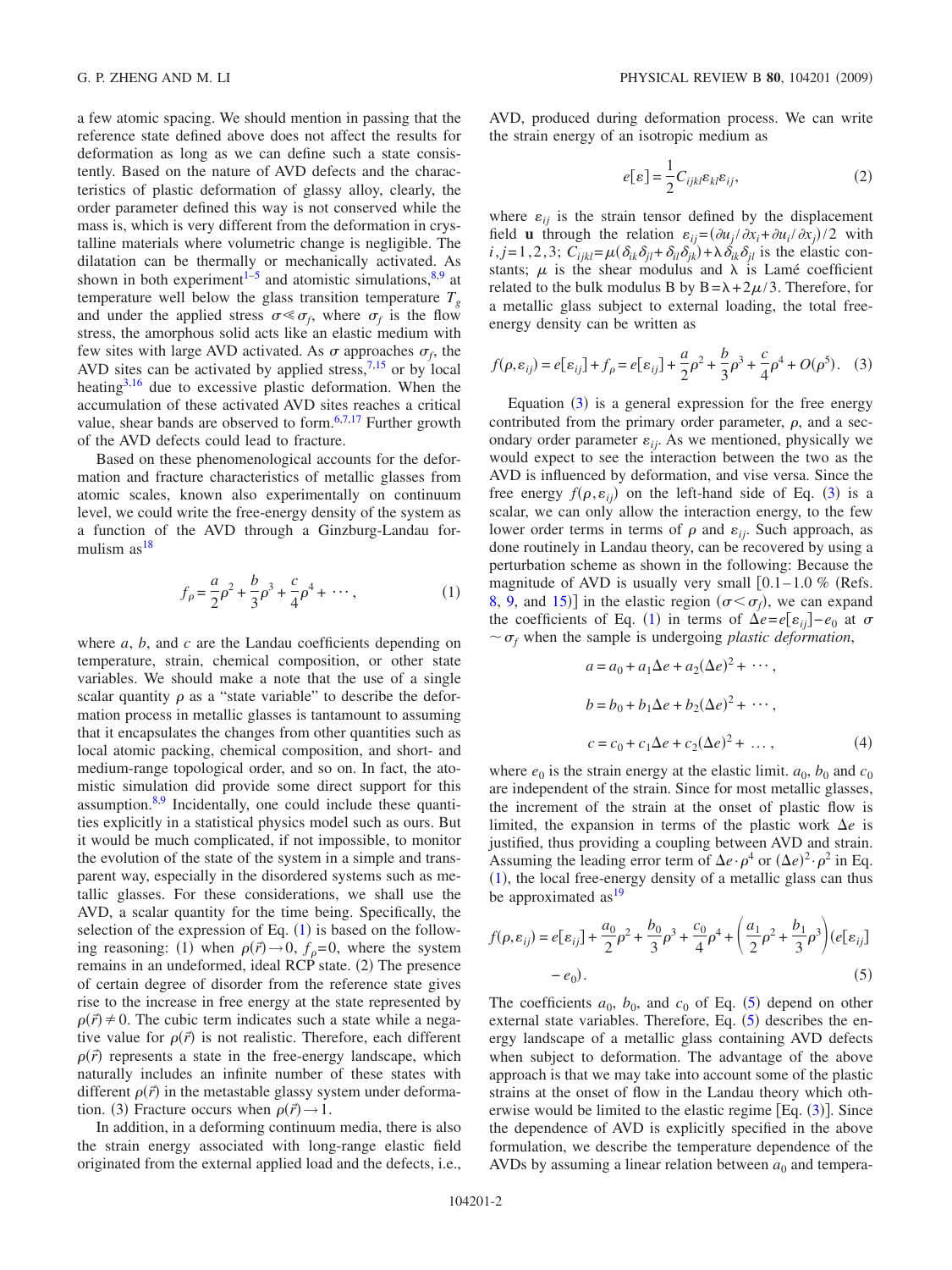a few atomic spacing. We should mention in passing that the reference state defined above does not affect the results for deformation as long as we can define such a state consistently. Based on the nature of AVD defects and the characteristics of plastic deformation of glassy alloy, clearly, the order parameter defined this way is not conserved while the mass is, which is very different from the deformation in crystalline materials where volumetric change is negligible. The dilatation can be thermally or mechanically activated. As shown in both experiment[1–5] and atomistic simulations,[8,9] at temperature well below the glass transition temperature $T_g$ and under the applied stress $\sigma \ll \sigma_f$, where $\sigma_f$ is the flow stress, the amorphous solid acts like an elastic medium with few sites with large AVD activated. As $\sigma$ approaches $\sigma_f$, the AVD sites can be activated by applied stress,[7,15] or by local heating[3,16] due to excessive plastic deformation. When the accumulation of these activated AVD sites reaches a critical value, shear bands are observed to form.[6,7,17] Further growth of the AVD defects could lead to fracture.

Based on these phenomenological accounts for the deformation and fracture characteristics of metallic glasses from atomic scales, known also experimentally on continuum level, we could write the free-energy density of the system as a function of the AVD through a Ginzburg-Landau formulism as[18]

$$f_\rho = \frac{a}{2}\rho^2 + \frac{b}{3}\rho^3 + \frac{c}{4}\rho^4 + \cdots, \tag{1}$$

where $a$, $b$, and $c$ are the Landau coefficients depending on temperature, strain, chemical composition, or other state variables. We should make a note that the use of a single scalar quantity $\rho$ as a "state variable" to describe the deformation process in metallic glasses is tantamount to assuming that it encapsulates the changes from other quantities such as local atomic packing, chemical composition, and short- and medium-range topological order, and so on. In fact, the atomistic simulation did provide some direct support for this assumption.[8,9] Incidentally, one could include these quantities explicitly in a statistical physics model such as ours. But it would be much complicated, if not impossible, to monitor the evolution of the state of the system in a simple and transparent way, especially in the disordered systems such as metallic glasses. For these considerations, we shall use the AVD, a scalar quantity for the time being. Specifically, the selection of the expression of Eq. (1) is based on the following reasoning: (1) when $\rho(\vec{r}) \to 0$, $f_\rho = 0$, where the system remains in an undeformed, ideal RCP state. (2) The presence of certain degree of disorder from the reference state gives rise to the increase in free energy at the state represented by $\rho(\vec{r}) \neq 0$. The cubic term indicates such a state while a negative value for $\rho(\vec{r})$ is not realistic. Therefore, each different $\rho(\vec{r})$ represents a state in the free-energy landscape, which naturally includes an infinite number of these states with different $\rho(\vec{r})$ in the metastable glassy system under deformation. (3) Fracture occurs when $\rho(\vec{r}) \to 1$.

In addition, in a deforming continuum media, there is also the strain energy associated with long-range elastic field originated from the external applied load and the defects, i.e., AVD, produced during deformation process. We can write the strain energy of an isotropic medium as

$$e[\varepsilon] = \frac{1}{2} C_{ijkl}\varepsilon_{kl}\varepsilon_{ij}, \tag{2}$$

where $\varepsilon_{ij}$ is the strain tensor defined by the displacement field $\mathbf{u}$ through the relation $\varepsilon_{ij} = (\partial u_j/\partial x_i + \partial u_i/\partial x_j)/2$ with $i,j = 1,2,3$; $C_{ijkl} = \mu(\delta_{ik}\delta_{jl} + \delta_{il}\delta_{jk}) + \lambda\delta_{ik}\delta_{jl}$ is the elastic constants; $\mu$ is the shear modulus and $\lambda$ is Lamé coefficient related to the bulk modulus B by $B = \lambda + 2\mu/3$. Therefore, for a metallic glass subject to external loading, the total free-energy density can be written as

$$f(\rho,\varepsilon_{ij}) = e[\varepsilon_{ij}] + f_\rho = e[\varepsilon_{ij}] + \frac{a}{2}\rho^2 + \frac{b}{3}\rho^3 + \frac{c}{4}\rho^4 + O(\rho^5). \tag{3}$$

Equation (3) is a general expression for the free energy contributed from the primary order parameter, $\rho$, and a secondary order parameter $\varepsilon_{ij}$. As we mentioned, physically we would expect to see the interaction between the two as the AVD is influenced by deformation, and vise versa. Since the free energy $f(\rho,\varepsilon_{ij})$ on the left-hand side of Eq. (3) is a scalar, we can only allow the interaction energy, to the few lower order terms in terms of $\rho$ and $\varepsilon_{ij}$. Such approach, as done routinely in Landau theory, can be recovered by using a perturbation scheme as shown in the following: Because the magnitude of AVD is usually very small [0.1–1.0 % (Refs. 8, 9, and 15)] in the elastic region ($\sigma < \sigma_f$), we can expand the coefficients of Eq. (1) in terms of $\Delta e = e[\varepsilon_{ij}] - e_0$ at $\sigma \sim \sigma_f$ when the sample is undergoing *plastic deformation*,

$$
\begin{aligned}
a &= a_0 + a_1\Delta e + a_2(\Delta e)^2 + \cdots, \\
b &= b_0 + b_1\Delta e + b_2(\Delta e)^2 + \cdots, \\
c &= c_0 + c_1\Delta e + c_2(\Delta e)^2 + \ldots,
\end{aligned} \tag{4}
$$

where $e_0$ is the strain energy at the elastic limit. $a_0$, $b_0$ and $c_0$ are independent of the strain. Since for most metallic glasses, the increment of the strain at the onset of plastic flow is limited, the expansion in terms of the plastic work $\Delta e$ is justified, thus providing a coupling between AVD and strain. Assuming the leading error term of $\Delta e \cdot \rho^4$ or $(\Delta e)^2 \cdot \rho^2$ in Eq. (1), the local free-energy density of a metallic glass can thus be approximated as[19]

$$f(\rho,\varepsilon_{ij}) = e[\varepsilon_{ij}] + \frac{a_0}{2}\rho^2 + \frac{b_0}{3}\rho^3 + \frac{c_0}{4}\rho^4 + \left(\frac{a_1}{2}\rho^2 + \frac{b_1}{3}\rho^3\right)(e[\varepsilon_{ij}] - e_0). \tag{5}$$

The coefficients $a_0$, $b_0$, and $c_0$ of Eq. (5) depend on other external state variables. Therefore, Eq. (5) describes the energy landscape of a metallic glass containing AVD defects when subject to deformation. The advantage of the above approach is that we may take into account some of the plastic strains at the onset of flow in the Landau theory which otherwise would be limited to the elastic regime [Eq. (3)]. Since the dependence of AVD is explicitly specified in the above formulation, we describe the temperature dependence of the AVDs by assuming a linear relation between $a_0$ and tempera-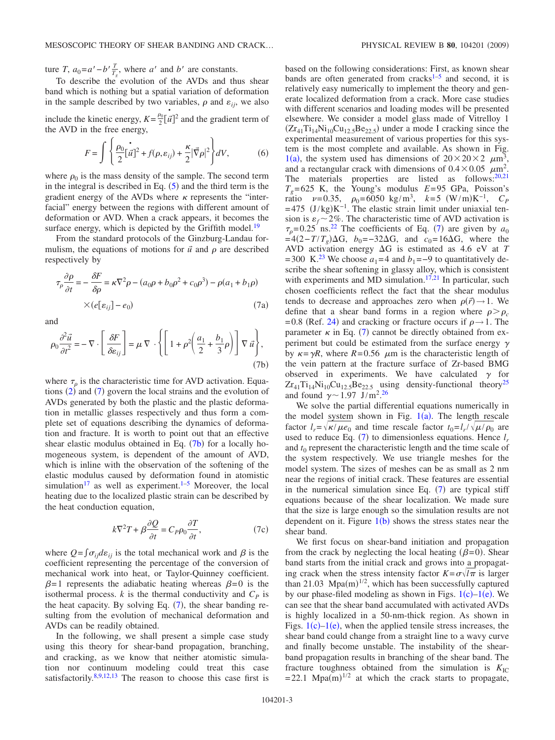ture $T$, $a_0 = a' - b' \frac{T}{T_g}$, where $a'$ and $b'$ are constants.

To describe the evolution of the AVDs and thus shear band which is nothing but a spatial variation of deformation in the sample described by two variables, $\rho$ and $\varepsilon_{ij}$, we also include the kinetic energy, $K = \frac{\rho_0}{2}[\dot{\vec{u}}]^2$ and the gradient term of the AVD in the free energy,

$$F = \int \left\{ \frac{\rho_0}{2}[\dot{\vec{u}}]^2 + f(\rho, \varepsilon_{ij}) + \frac{\kappa}{2}|\vec{\nabla}\rho|^2 \right\} dV, \tag{6}$$

where $\rho_0$ is the mass density of the sample. The second term in the integral is described in Eq. (5) and the third term is the gradient energy of the AVDs where $\kappa$ represents the "interfacial" energy between the regions with different amount of deformation or AVD. When a crack appears, it becomes the surface energy, which is depicted by the Griffith model.[19]

From the standard protocols of the Ginzburg-Landau formulism, the equations of motions for $\vec{u}$ and $\rho$ are described respectively by

$$\tau_\rho \frac{\partial \rho}{\partial t} = -\frac{\delta F}{\delta \rho} = \kappa \nabla^2 \rho - (a_0 \rho + b_0 \rho^2 + c_0 \rho^3) - \rho(a_1 + b_1 \rho) \times (e[\varepsilon_{ij}] - e_0) \tag{7a}$$

and

$$\rho_0 \frac{\partial^2 \vec{u}}{\partial t^2} = -\nabla \cdot \left[ \frac{\delta F}{\delta \varepsilon_{ij}} \right] = \mu \nabla \cdot \left\{ \left[ 1 + \rho^2 \left( \frac{a_1}{2} + \frac{b_1}{3}\rho \right) \right] \nabla \vec{u} \right\}, \tag{7b}$$

where $\tau_\rho$ is the characteristic time for AVD activation. Equations (2) and (7) govern the local strains and the evolution of AVDs generated by both the plastic and the plastic deformation in metallic glasses respectively and thus form a complete set of equations describing the dynamics of deformation and fracture. It is worth to point out that an effective shear elastic modulus obtained in Eq. (7b) for a locally homogeneous system, is dependent of the amount of AVD, which is inline with the observation of the softening of the elastic modulus caused by deformation found in atomistic simulation[17] as well as experiment.[1–5] Moreover, the local heating due to the localized plastic strain can be described by the heat conduction equation,

$$k \nabla^2 T + \beta \frac{\partial Q}{\partial t} = C_P \rho_0 \frac{\partial T}{\partial t}, \tag{7c}$$

where $Q = \int \sigma_{ij} d\varepsilon_{ij}$ is the total mechanical work and $\beta$ is the coefficient representing the percentage of the conversion of mechanical work into heat, or Taylor-Quinney coefficient. $\beta = 1$ represents the adiabatic heating whereas $\beta = 0$ is the isothermal process. $k$ is the thermal conductivity and $C_P$ is the heat capacity. By solving Eq. (7), the shear banding resulting from the evolution of mechanical deformation and AVDs can be readily obtained.

In the following, we shall present a simple case study using this theory for shear-band propagation, branching, and cracking, as we know that neither atomistic simulation nor continuum modeling could treat this case satisfactorily.[8,9,12,13] The reason to choose this case first is based on the following considerations: First, as known shear bands are often generated from cracks[1–5] and second, it is relatively easy numerically to implement the theory and generate localized deformation from a crack. More case studies with different scenarios and loading modes will be presented elsewhere. We consider a model glass made of Vitrelloy 1 ($Zr_{41}Ti_{14}Ni_{10}Cu_{12.5}Be_{22.5}$) under a mode I cracking since the experimental measurement of various properties for this system is the most complete and available. As shown in Fig. 1(a), the system used has dimensions of $20 \times 20 \times 2$ $\mu$m$^3$, and a rectangular crack with dimensions of $0.4 \times 0.05$ $\mu$m$^2$. The materials properties are listed as follows:[20,21] $T_g = 625$ K, the Young's modulus $E = 95$ GPa, Poisson's ratio $\nu = 0.35$, $\rho_0 = 6050$ kg/m$^3$, $k = 5$ (W/m)K$^{-1}$, $C_P = 475$ (J/kg)K$^{-1}$. The elastic strain limit under uniaxial tension is $\varepsilon_f \sim 2\%$. The characteristic time of AVD activation is $\tau_\rho = 0.25$ ns.[22] The coefficients of Eq. (7) are given by $a_0 = 4(2 - T/T_g)\Delta G$, $b_0 = -32\Delta G$, and $c_0 = 16\Delta G$, where the AVD activation energy $\Delta G$ is estimated as 4.6 eV at $T = 300$ K.[23] We choose $a_1 = 4$ and $b_1 = -9$ to quantitatively describe the shear softening in glassy alloy, which is consistent with experiments and MD simulation.[17,21] In particular, such chosen coefficients reflect the fact that the shear modulus tends to decrease and approaches zero when $\rho(\vec{r}) \to 1$. We define that a shear band forms in a region where $\rho > \rho_c = 0.8$ (Ref. 24) and cracking or fracture occurs if $\rho \to 1$. The parameter $\kappa$ in Eq. (7) cannot be directly obtained from experiment but could be estimated from the surface energy $\gamma$ by $\kappa = \gamma R$, where $R = 0.56$ $\mu$m is the characteristic length of the vein pattern at the fracture surface of Zr-based BMG observed in experiments. We have calculated $\gamma$ for $Zr_{41}Ti_{14}Ni_{10}Cu_{12.5}Be_{22.5}$ using density-functional theory[25] and found $\gamma \sim 1.97$ J/m$^2$.[26]

We solve the partial differential equations numerically in the model system shown in Fig. 1(a). The length rescale factor $l_r = \sqrt{\kappa / \mu e_0}$ and time rescale factor $t_0 = l_r / \sqrt{\mu / \rho_0}$ are used to reduce Eq. (7) to dimensionless equations. Hence $l_r$ and $t_0$ represent the characteristic length and the time scale of the system respectively. We use triangle meshes for the model system. The sizes of meshes can be as small as 2 nm near the regions of initial crack. These features are essential in the numerical simulation since Eq. (7) are typical stiff equations because of the shear localization. We made sure that the size is large enough so the simulation results are not dependent on it. Figure 1(b) shows the stress states near the shear band.

We first focus on shear-band initiation and propagation from the crack by neglecting the local heating ($\beta = 0$). Shear band starts from the initial crack and grows into a propagating crack when the stress intensity factor $K = \sigma\sqrt{l\pi}$ is larger than 21.03 Mpa(m)$^{1/2}$, which has been successfully captured by our phase-filed modeling as shown in Figs. 1(c)–1(e). We can see that the shear band accumulated with activated AVDs is highly localized in a 50-nm-thick region. As shown in Figs. 1(c)–1(e), when the applied tensile stress increases, the shear band could change from a straight line to a wavy curve and finally become unstable. The instability of the shear-band propagation results in branching of the shear band. The fracture toughness obtained from the simulation is $K_{\mathrm{IC}} = 22.1$ Mpa(m)$^{1/2}$ at which the crack starts to propagate,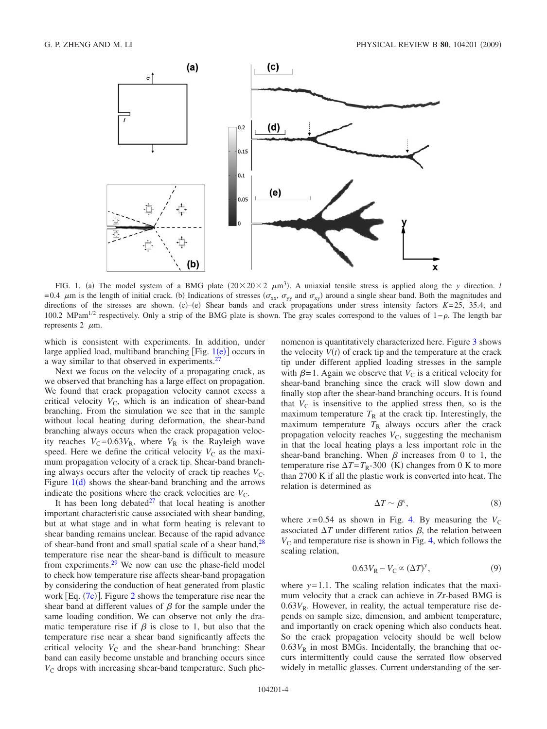FIG. 1. (a) The model system of a BMG plate $(20\times20\times2\ \mu\text{m}^3)$. A uniaxial tensile stress is applied along the $y$ direction. $l=0.4\ \mu$m is the length of initial crack. (b) Indications of stresses ($\sigma_{xx}$, $\sigma_{yy}$ and $\sigma_{xy}$) around a single shear band. Both the magnitudes and directions of the stresses are shown. (c)–(e) Shear bands and crack propagations under stress intensity factors $K=25$, 35.4, and 100.2 MPam$^{1/2}$ respectively. Only a strip of the BMG plate is shown. The gray scales correspond to the values of $1-\rho$. The length bar represents 2 $\mu$m.

which is consistent with experiments. In addition, under large applied load, multiband branching [Fig. 1(e)] occurs in a way similar to that observed in experiments.[27]

Next we focus on the velocity of a propagating crack, as we observed that branching has a large effect on propagation. We found that crack propagation velocity cannot excess a critical velocity $V_C$, which is an indication of shear-band branching. From the simulation we see that in the sample without local heating during deformation, the shear-band branching always occurs when the crack propagation velocity reaches $V_C=0.63V_R$, where $V_R$ is the Rayleigh wave speed. Here we define the critical velocity $V_C$ as the maximum propagation velocity of a crack tip. Shear-band branching always occurs after the velocity of crack tip reaches $V_C$. Figure 1(d) shows the shear-band branching and the arrows indicate the positions where the crack velocities are $V_C$.

It has been long debated[27] that local heating is another important characteristic cause associated with shear banding, but at what stage and in what form heating is relevant to shear banding remains unclear. Because of the rapid advance of shear-band front and small spatial scale of a shear band,[28] temperature rise near the shear-band is difficult to measure from experiments.[29] We now can use the phase-field model to check how temperature rise affects shear-band propagation by considering the conduction of heat generated from plastic work [Eq. (7c)]. Figure 2 shows the temperature rise near the shear band at different values of $\beta$ for the sample under the same loading condition. We can observe not only the dramatic temperature rise if $\beta$ is close to 1, but also that the temperature rise near a shear band significantly affects the critical velocity $V_C$ and the shear-band branching: Shear band can easily become unstable and branching occurs since $V_C$ drops with increasing shear-band temperature. Such phenomenon is quantitatively characterized here. Figure 3 shows the velocity $V(t)$ of crack tip and the temperature at the crack tip under different applied loading stresses in the sample with $\beta=1$. Again we observe that $V_C$ is a critical velocity for shear-band branching since the crack will slow down and finally stop after the shear-band branching occurs. It is found that $V_C$ is insensitive to the applied stress then, so is the maximum temperature $T_R$ at the crack tip. Interestingly, the maximum temperature $T_R$ always occurs after the crack propagation velocity reaches $V_C$, suggesting the mechanism in that the local heating plays a less important role in the shear-band branching. When $\beta$ increases from 0 to 1, the temperature rise $\Delta T=T_R$-300 (K) changes from 0 K to more than 2700 K if all the plastic work is converted into heat. The relation is determined as

$$\Delta T \sim \beta^x, \tag{8}$$

where $x=0.54$ as shown in Fig. 4. By measuring the $V_C$ associated $\Delta T$ under different ratios $\beta$, the relation between $V_C$ and temperature rise is shown in Fig. 4, which follows the scaling relation,

$$0.63V_R - V_C \propto (\Delta T)^y, \tag{9}$$

where $y=1.1$. The scaling relation indicates that the maximum velocity that a crack can achieve in Zr-based BMG is $0.63V_R$. However, in reality, the actual temperature rise depends on sample size, dimension, and ambient temperature, and importantly on crack opening which also conducts heat. So the crack propagation velocity should be well below $0.63V_R$ in most BMGs. Incidentally, the branching that occurs intermittently could cause the serrated flow observed widely in metallic glasses. Current understanding of the ser-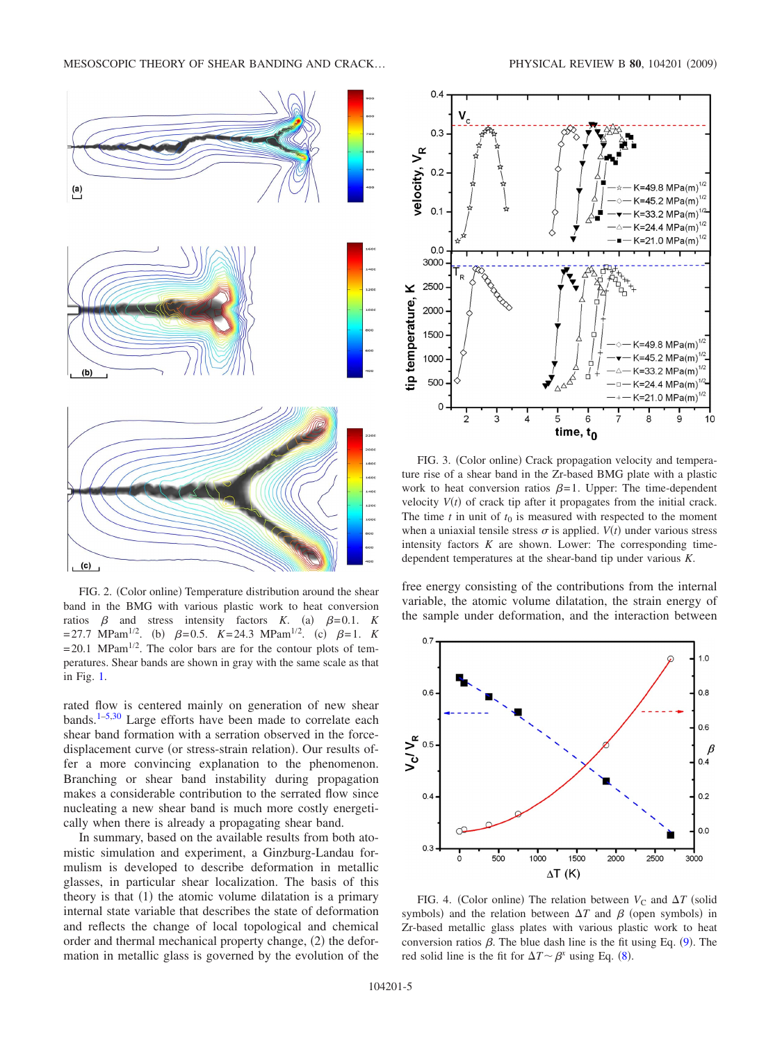FIG. 2. (Color online) Temperature distribution around the shear band in the BMG with various plastic work to heat conversion ratios $\beta$ and stress intensity factors $K$. (a) $\beta=0.1$. $K=27.7\ \text{MPam}^{1/2}$. (b) $\beta=0.5$. $K=24.3\ \text{MPam}^{1/2}$. (c) $\beta=1$. $K=20.1\ \text{MPam}^{1/2}$. The color bars are for the contour plots of temperatures. Shear bands are shown in gray with the same scale as that in Fig. 1.

rated flow is centered mainly on generation of new shear bands.[1–5,30] Large efforts have been made to correlate each shear band formation with a serration observed in the force-displacement curve (or stress-strain relation). Our results offer a more convincing explanation to the phenomenon. Branching or shear band instability during propagation makes a considerable contribution to the serrated flow since nucleating a new shear band is much more costly energetically when there is already a propagating shear band.

In summary, based on the available results from both atomistic simulation and experiment, a Ginzburg-Landau formulism is developed to describe deformation in metallic glasses, in particular shear localization. The basis of this theory is that (1) the atomic volume dilatation is a primary internal state variable that describes the state of deformation and reflects the change of local topological and chemical order and thermal mechanical property change, (2) the deformation in metallic glass is governed by the evolution of the free energy consisting of the contributions from the internal variable, the atomic volume dilatation, the strain energy of the sample under deformation, and the interaction between

FIG. 3. (Color online) Crack propagation velocity and temperature rise of a shear band in the Zr-based BMG plate with a plastic work to heat conversion ratios $\beta=1$. Upper: The time-dependent velocity $V(t)$ of crack tip after it propagates from the initial crack. The time $t$ in unit of $t_0$ is measured with respected to the moment when a uniaxial tensile stress $\sigma$ is applied. $V(t)$ under various stress intensity factors $K$ are shown. Lower: The corresponding time-dependent temperatures at the shear-band tip under various $K$.

FIG. 4. (Color online) The relation between $V_C$ and $\Delta T$ (solid symbols) and the relation between $\Delta T$ and $\beta$ (open symbols) in Zr-based metallic glass plates with various plastic work to heat conversion ratios $\beta$. The blue dash line is the fit using Eq. (9). The red solid line is the fit for $\Delta T \sim \beta^x$ using Eq. (8).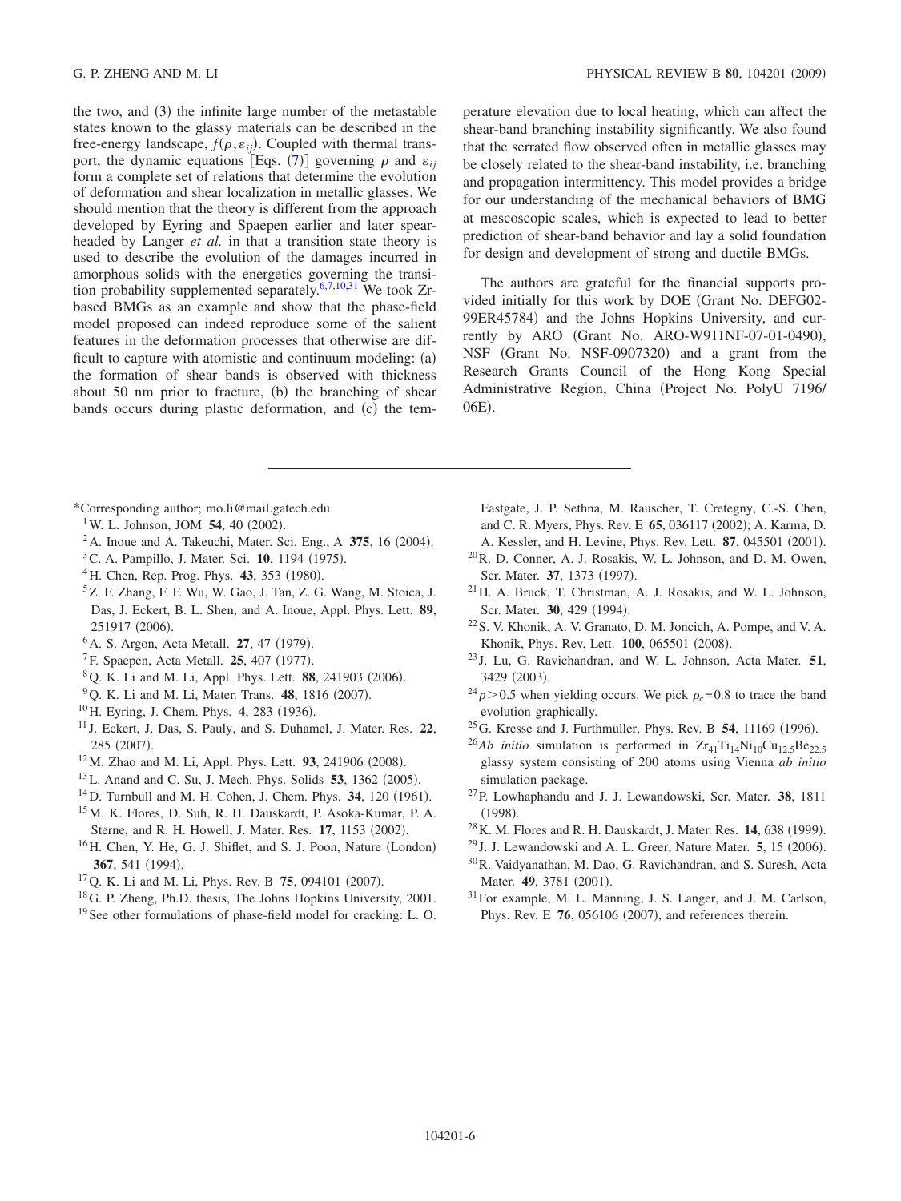the two, and (3) the infinite large number of the metastable states known to the glassy materials can be described in the free-energy landscape, $f(\rho,\varepsilon_{ij})$. Coupled with thermal transport, the dynamic equations [Eqs. (7)] governing $\rho$ and $\varepsilon_{ij}$ form a complete set of relations that determine the evolution of deformation and shear localization in metallic glasses. We should mention that the theory is different from the approach developed by Eyring and Spaepen earlier and later spearheaded by Langer *et al.* in that a transition state theory is used to describe the evolution of the damages incurred in amorphous solids with the energetics governing the transition probability supplemented separately.[6,7,10,31] We took Zr-based BMGs as an example and show that the phase-field model proposed can indeed reproduce some of the salient features in the deformation processes that otherwise are difficult to capture with atomistic and continuum modeling: (a) the formation of shear bands is observed with thickness about 50 nm prior to fracture, (b) the branching of shear bands occurs during plastic deformation, and (c) the temperature elevation due to local heating, which can affect the shear-band branching instability significantly. We also found that the serrated flow observed often in metallic glasses may be closely related to the shear-band instability, i.e. branching and propagation intermittency. This model provides a bridge for our understanding of the mechanical behaviors of BMG at mescoscopic scales, which is expected to lead to better prediction of shear-band behavior and lay a solid foundation for design and development of strong and ductile BMGs.

The authors are grateful for the financial supports provided initially for this work by DOE (Grant No. DEFG02-99ER45784) and the Johns Hopkins University, and currently by ARO (Grant No. ARO-W911NF-07-01-0490), NSF (Grant No. NSF-0907320) and a grant from the Research Grants Council of the Hong Kong Special Administrative Region, China (Project No. PolyU 7196/06E).

---

*Corresponding author; mo.li@mail.gatech.edu

[1] W. L. Johnson, JOM **54**, 40 (2002).

[2] A. Inoue and A. Takeuchi, Mater. Sci. Eng., A **375**, 16 (2004).

[3] C. A. Pampillo, J. Mater. Sci. **10**, 1194 (1975).

[4] H. Chen, Rep. Prog. Phys. **43**, 353 (1980).

[5] Z. F. Zhang, F. F. Wu, W. Gao, J. Tan, Z. G. Wang, M. Stoica, J. Das, J. Eckert, B. L. Shen, and A. Inoue, Appl. Phys. Lett. **89**, 251917 (2006).

[6] A. S. Argon, Acta Metall. **27**, 47 (1979).

[7] F. Spaepen, Acta Metall. **25**, 407 (1977).

[8] Q. K. Li and M. Li, Appl. Phys. Lett. **88**, 241903 (2006).

[9] Q. K. Li and M. Li, Mater. Trans. **48**, 1816 (2007).

[10] H. Eyring, J. Chem. Phys. **4**, 283 (1936).

[11] J. Eckert, J. Das, S. Pauly, and S. Duhamel, J. Mater. Res. **22**, 285 (2007).

[12] M. Zhao and M. Li, Appl. Phys. Lett. **93**, 241906 (2008).

[13] L. Anand and C. Su, J. Mech. Phys. Solids **53**, 1362 (2005).

[14] D. Turnbull and M. H. Cohen, J. Chem. Phys. **34**, 120 (1961).

[15] M. K. Flores, D. Suh, R. H. Dauskardt, P. Asoka-Kumar, P. A. Sterne, and R. H. Howell, J. Mater. Res. **17**, 1153 (2002).

[16] H. Chen, Y. He, G. J. Shiflet, and S. J. Poon, Nature (London) **367**, 541 (1994).

[17] Q. K. Li and M. Li, Phys. Rev. B **75**, 094101 (2007).

[18] G. P. Zheng, Ph.D. thesis, The Johns Hopkins University, 2001.

[19] See other formulations of phase-field model for cracking: L. O. Eastgate, J. P. Sethna, M. Rauscher, T. Cretegny, C.-S. Chen, and C. R. Myers, Phys. Rev. E **65**, 036117 (2002); A. Karma, D. A. Kessler, and H. Levine, Phys. Rev. Lett. **87**, 045501 (2001).

[20] R. D. Conner, A. J. Rosakis, W. L. Johnson, and D. M. Owen, Scr. Mater. **37**, 1373 (1997).

[21] H. A. Bruck, T. Christman, A. J. Rosakis, and W. L. Johnson, Scr. Mater. **30**, 429 (1994).

[22] S. V. Khonik, A. V. Granato, D. M. Joncich, A. Pompe, and V. A. Khonik, Phys. Rev. Lett. **100**, 065501 (2008).

[23] J. Lu, G. Ravichandran, and W. L. Johnson, Acta Mater. **51**, 3429 (2003).

[24] $\rho > 0.5$ when yielding occurs. We pick $\rho_c = 0.8$ to trace the band evolution graphically.

[25] G. Kresse and J. Furthmüller, Phys. Rev. B **54**, 11169 (1996).

[26] *Ab initio* simulation is performed in $Zr_{41}Ti_{14}Ni_{10}Cu_{12.5}Be_{22.5}$ glassy system consisting of 200 atoms using Vienna *ab initio* simulation package.

[27] P. Lowhaphandu and J. J. Lewandowski, Scr. Mater. **38**, 1811 (1998).

[28] K. M. Flores and R. H. Dauskardt, J. Mater. Res. **14**, 638 (1999).

[29] J. J. Lewandowski and A. L. Greer, Nature Mater. **5**, 15 (2006).

[30] R. Vaidyanathan, M. Dao, G. Ravichandran, and S. Suresh, Acta Mater. **49**, 3781 (2001).

[31] For example, M. L. Manning, J. S. Langer, and J. M. Carlson, Phys. Rev. E **76**, 056106 (2007), and references therein.